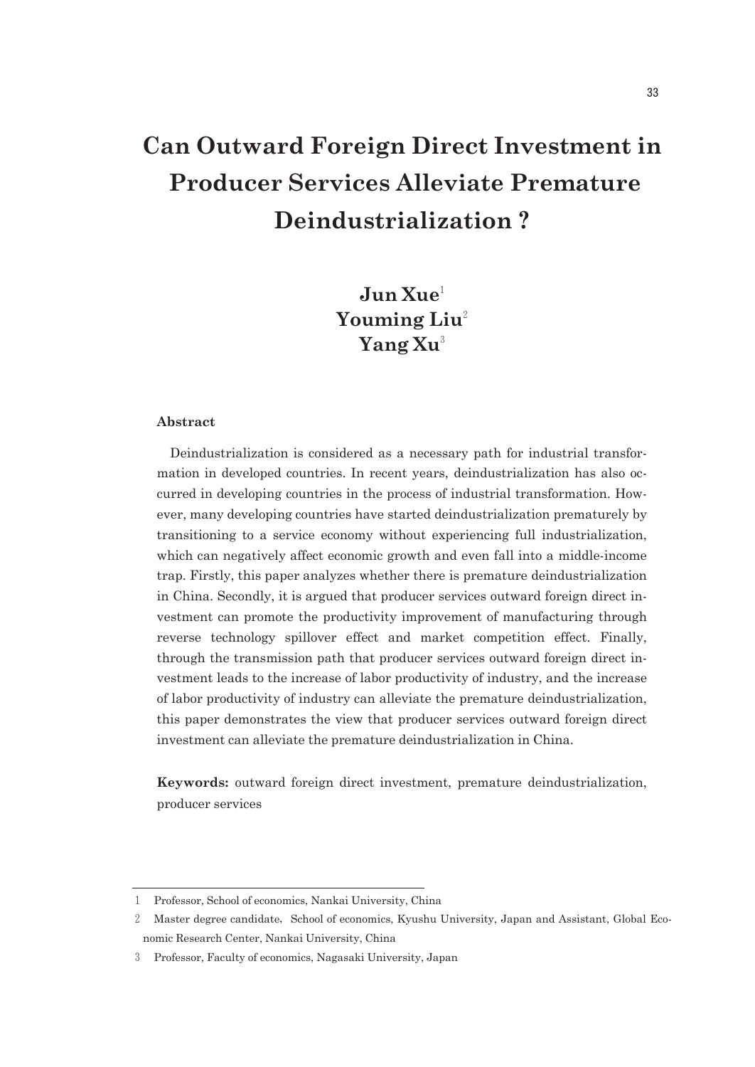# Can Outward Foreign Direct Investment in Producer Services Alleviate Premature Deindustrialization ?

**Jun Xue**[1]
**Youming Liu**[2]
**Yang Xu**[3]

**Abstract**

Deindustrialization is considered as a necessary path for industrial transformation in developed countries. In recent years, deindustrialization has also occurred in developing countries in the process of industrial transformation. However, many developing countries have started deindustrialization prematurely by transitioning to a service economy without experiencing full industrialization, which can negatively affect economic growth and even fall into a middle-income trap. Firstly, this paper analyzes whether there is premature deindustrialization in China. Secondly, it is argued that producer services outward foreign direct investment can promote the productivity improvement of manufacturing through reverse technology spillover effect and market competition effect. Finally, through the transmission path that producer services outward foreign direct investment leads to the increase of labor productivity of industry, and the increase of labor productivity of industry can alleviate the premature deindustrialization, this paper demonstrates the view that producer services outward foreign direct investment can alleviate the premature deindustrialization in China.

**Keywords:** outward foreign direct investment, premature deindustrialization, producer services

---

1 Professor, School of economics, Nankai University, China

2 Master degree candidate, School of economics, Kyushu University, Japan and Assistant, Global Economic Research Center, Nankai University, China

3 Professor, Faculty of economics, Nagasaki University, Japan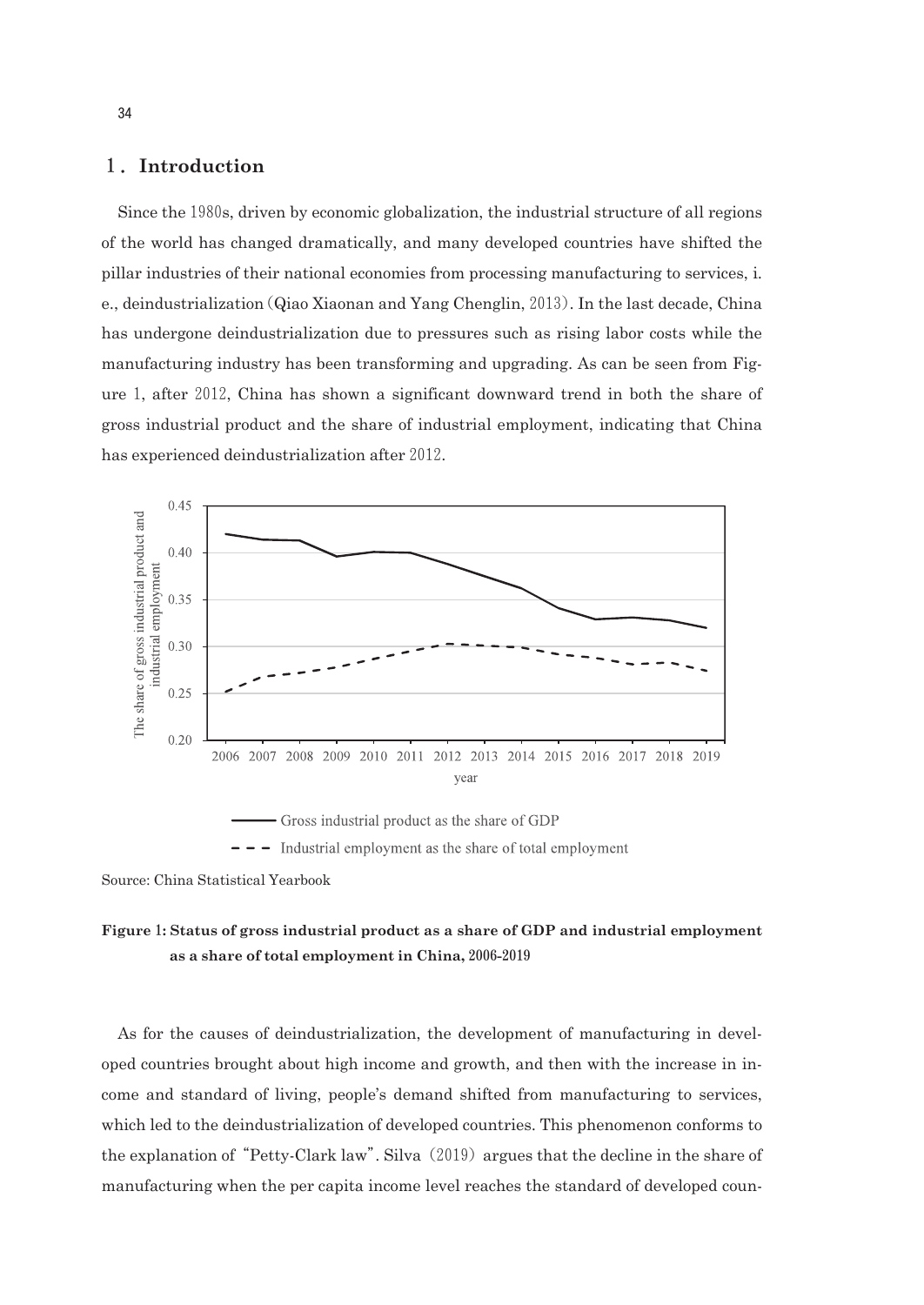## 1. Introduction

Since the 1980s, driven by economic globalization, the industrial structure of all regions of the world has changed dramatically, and many developed countries have shifted the pillar industries of their national economies from processing manufacturing to services, i.e., deindustrialization (Qiao Xiaonan and Yang Chenglin, 2013). In the last decade, China has undergone deindustrialization due to pressures such as rising labor costs while the manufacturing industry has been transforming and upgrading. As can be seen from Figure 1, after 2012, China has shown a significant downward trend in both the share of gross industrial product and the share of industrial employment, indicating that China has experienced deindustrialization after 2012.

Source: China Statistical Yearbook

**Figure 1: Status of gross industrial product as a share of GDP and industrial employment as a share of total employment in China, 2006-2019**

As for the causes of deindustrialization, the development of manufacturing in developed countries brought about high income and growth, and then with the increase in income and standard of living, people's demand shifted from manufacturing to services, which led to the deindustrialization of developed countries. This phenomenon conforms to the explanation of "Petty-Clark law". Silva (2019) argues that the decline in the share of manufacturing when the per capita income level reaches the standard of developed coun-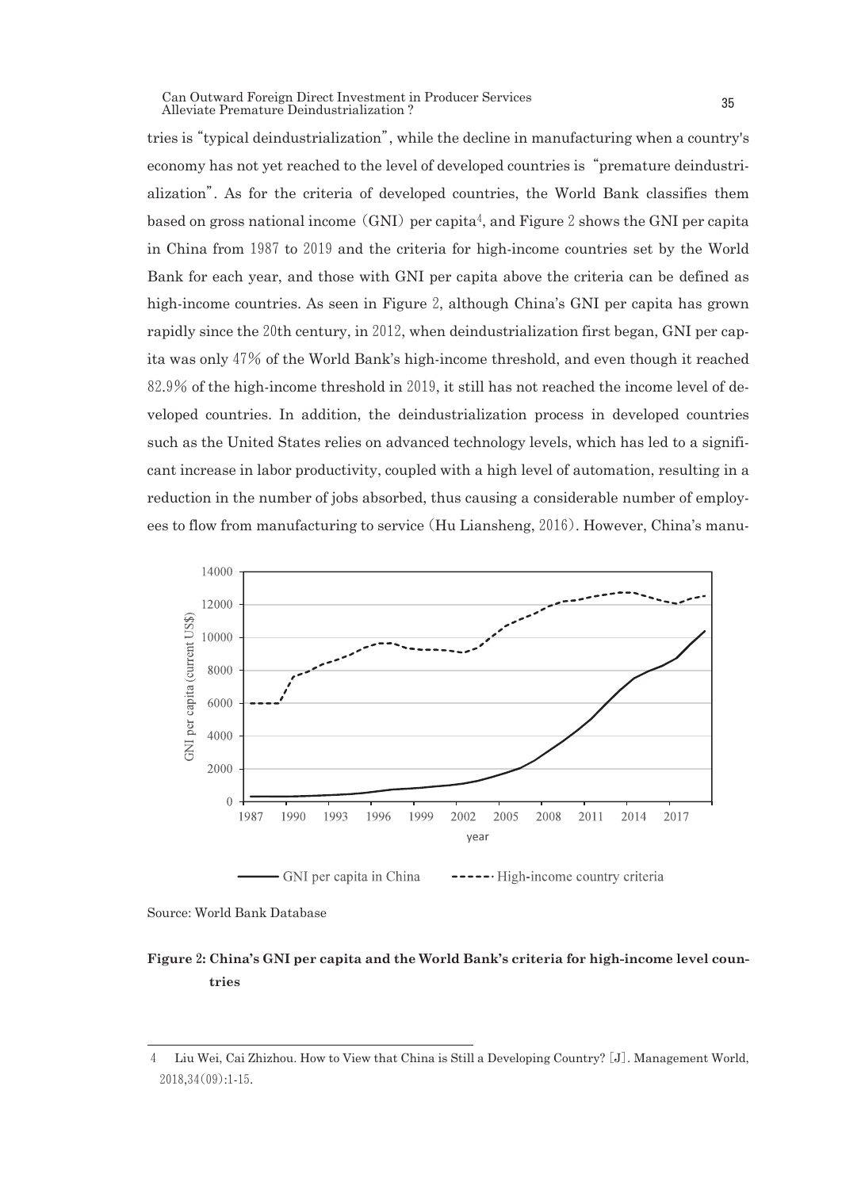tries is "typical deindustrialization", while the decline in manufacturing when a country's economy has not yet reached to the level of developed countries is "premature deindustrialization". As for the criteria of developed countries, the World Bank classifies them based on gross national income (GNI) per capita[4], and Figure 2 shows the GNI per capita in China from 1987 to 2019 and the criteria for high-income countries set by the World Bank for each year, and those with GNI per capita above the criteria can be defined as high-income countries. As seen in Figure 2, although China's GNI per capita has grown rapidly since the 20th century, in 2012, when deindustrialization first began, GNI per capita was only 47% of the World Bank's high-income threshold, and even though it reached 82.9% of the high-income threshold in 2019, it still has not reached the income level of developed countries. In addition, the deindustrialization process in developed countries such as the United States relies on advanced technology levels, which has led to a significant increase in labor productivity, coupled with a high level of automation, resulting in a reduction in the number of jobs absorbed, thus causing a considerable number of employees to flow from manufacturing to service (Hu Liansheng, 2016). However, China's manu-

Source: World Bank Database

**Figure 2: China's GNI per capita and the World Bank's criteria for high-income level countries**

4 Liu Wei, Cai Zhizhou. How to View that China is Still a Developing Country? [J]. Management World, 2018,34(09):1-15.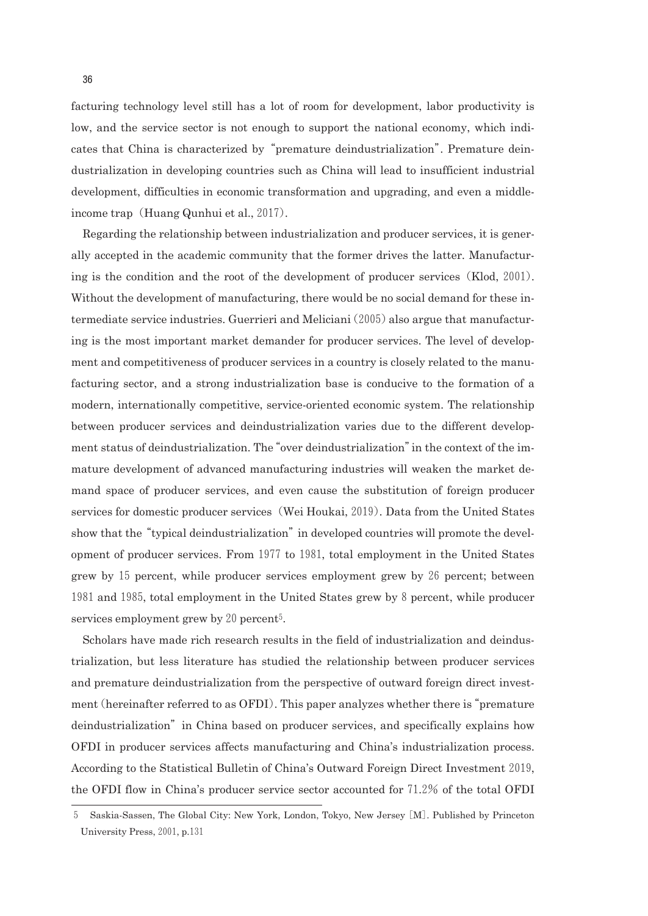facturing technology level still has a lot of room for development, labor productivity is low, and the service sector is not enough to support the national economy, which indicates that China is characterized by "premature deindustrialization". Premature deindustrialization in developing countries such as China will lead to insufficient industrial development, difficulties in economic transformation and upgrading, and even a middle-income trap (Huang Qunhui et al., 2017).

Regarding the relationship between industrialization and producer services, it is generally accepted in the academic community that the former drives the latter. Manufacturing is the condition and the root of the development of producer services (Klod, 2001). Without the development of manufacturing, there would be no social demand for these intermediate service industries. Guerrieri and Meliciani (2005) also argue that manufacturing is the most important market demander for producer services. The level of development and competitiveness of producer services in a country is closely related to the manufacturing sector, and a strong industrialization base is conducive to the formation of a modern, internationally competitive, service-oriented economic system. The relationship between producer services and deindustrialization varies due to the different development status of deindustrialization. The "over deindustrialization" in the context of the immature development of advanced manufacturing industries will weaken the market demand space of producer services, and even cause the substitution of foreign producer services for domestic producer services (Wei Houkai, 2019). Data from the United States show that the "typical deindustrialization" in developed countries will promote the development of producer services. From 1977 to 1981, total employment in the United States grew by 15 percent, while producer services employment grew by 26 percent; between 1981 and 1985, total employment in the United States grew by 8 percent, while producer services employment grew by 20 percent[5].

Scholars have made rich research results in the field of industrialization and deindustrialization, but less literature has studied the relationship between producer services and premature deindustrialization from the perspective of outward foreign direct investment (hereinafter referred to as OFDI). This paper analyzes whether there is "premature deindustrialization" in China based on producer services, and specifically explains how OFDI in producer services affects manufacturing and China's industrialization process. According to the Statistical Bulletin of China's Outward Foreign Direct Investment 2019, the OFDI flow in China's producer service sector accounted for 71.2% of the total OFDI

---

5 Saskia-Sassen, The Global City: New York, London, Tokyo, New Jersey [M]. Published by Princeton University Press, 2001, p.131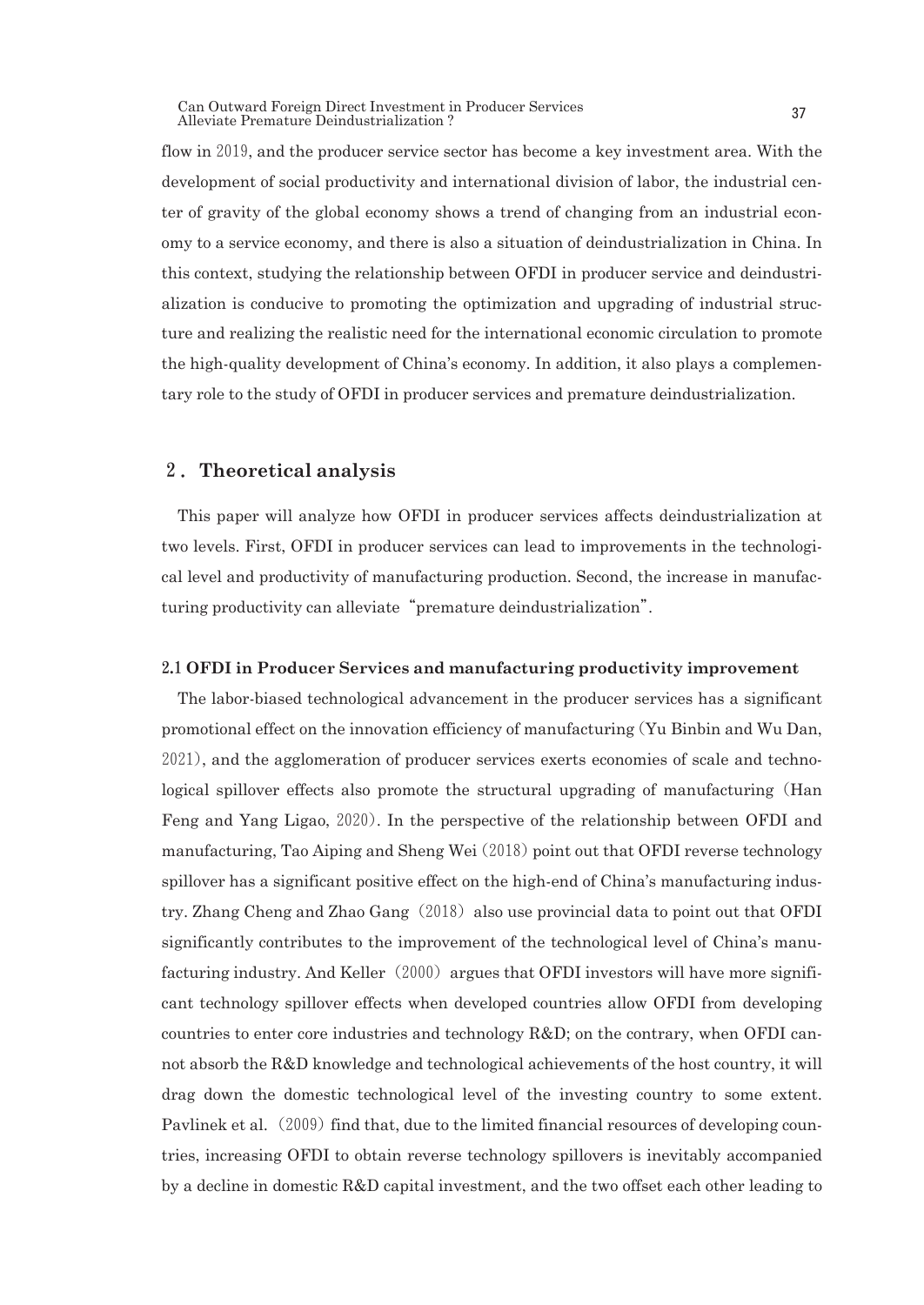flow in 2019, and the producer service sector has become a key investment area. With the development of social productivity and international division of labor, the industrial center of gravity of the global economy shows a trend of changing from an industrial economy to a service economy, and there is also a situation of deindustrialization in China. In this context, studying the relationship between OFDI in producer service and deindustrialization is conducive to promoting the optimization and upgrading of industrial structure and realizing the realistic need for the international economic circulation to promote the high-quality development of China's economy. In addition, it also plays a complementary role to the study of OFDI in producer services and premature deindustrialization.

## 2. Theoretical analysis

This paper will analyze how OFDI in producer services affects deindustrialization at two levels. First, OFDI in producer services can lead to improvements in the technological level and productivity of manufacturing production. Second, the increase in manufacturing productivity can alleviate "premature deindustrialization".

### 2.1 OFDI in Producer Services and manufacturing productivity improvement

The labor-biased technological advancement in the producer services has a significant promotional effect on the innovation efficiency of manufacturing (Yu Binbin and Wu Dan, 2021), and the agglomeration of producer services exerts economies of scale and technological spillover effects also promote the structural upgrading of manufacturing (Han Feng and Yang Ligao, 2020). In the perspective of the relationship between OFDI and manufacturing, Tao Aiping and Sheng Wei (2018) point out that OFDI reverse technology spillover has a significant positive effect on the high-end of China's manufacturing industry. Zhang Cheng and Zhao Gang (2018) also use provincial data to point out that OFDI significantly contributes to the improvement of the technological level of China's manufacturing industry. And Keller (2000) argues that OFDI investors will have more significant technology spillover effects when developed countries allow OFDI from developing countries to enter core industries and technology R&D; on the contrary, when OFDI cannot absorb the R&D knowledge and technological achievements of the host country, it will drag down the domestic technological level of the investing country to some extent. Pavlinek et al. (2009) find that, due to the limited financial resources of developing countries, increasing OFDI to obtain reverse technology spillovers is inevitably accompanied by a decline in domestic R&D capital investment, and the two offset each other leading to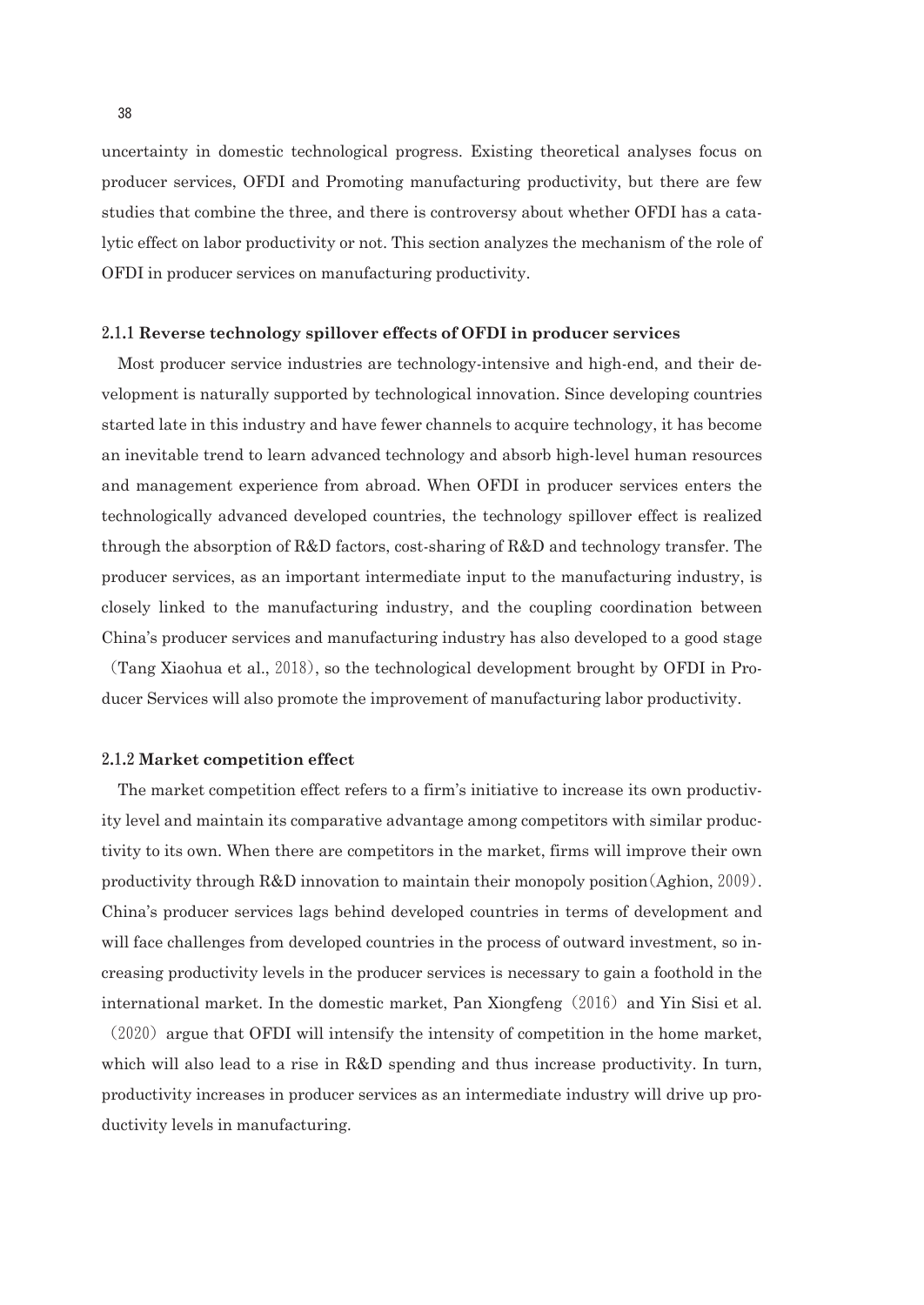uncertainty in domestic technological progress. Existing theoretical analyses focus on producer services, OFDI and Promoting manufacturing productivity, but there are few studies that combine the three, and there is controversy about whether OFDI has a catalytic effect on labor productivity or not. This section analyzes the mechanism of the role of OFDI in producer services on manufacturing productivity.

### 2.1.1 Reverse technology spillover effects of OFDI in producer services

Most producer service industries are technology-intensive and high-end, and their development is naturally supported by technological innovation. Since developing countries started late in this industry and have fewer channels to acquire technology, it has become an inevitable trend to learn advanced technology and absorb high-level human resources and management experience from abroad. When OFDI in producer services enters the technologically advanced developed countries, the technology spillover effect is realized through the absorption of R&D factors, cost-sharing of R&D and technology transfer. The producer services, as an important intermediate input to the manufacturing industry, is closely linked to the manufacturing industry, and the coupling coordination between China's producer services and manufacturing industry has also developed to a good stage （Tang Xiaohua et al., 2018）, so the technological development brought by OFDI in Producer Services will also promote the improvement of manufacturing labor productivity.

### 2.1.2 Market competition effect

The market competition effect refers to a firm's initiative to increase its own productivity level and maintain its comparative advantage among competitors with similar productivity to its own. When there are competitors in the market, firms will improve their own productivity through R&D innovation to maintain their monopoly position（Aghion, 2009）. China's producer services lags behind developed countries in terms of development and will face challenges from developed countries in the process of outward investment, so increasing productivity levels in the producer services is necessary to gain a foothold in the international market. In the domestic market, Pan Xiongfeng（2016）and Yin Sisi et al. （2020）argue that OFDI will intensify the intensity of competition in the home market, which will also lead to a rise in R&D spending and thus increase productivity. In turn, productivity increases in producer services as an intermediate industry will drive up productivity levels in manufacturing.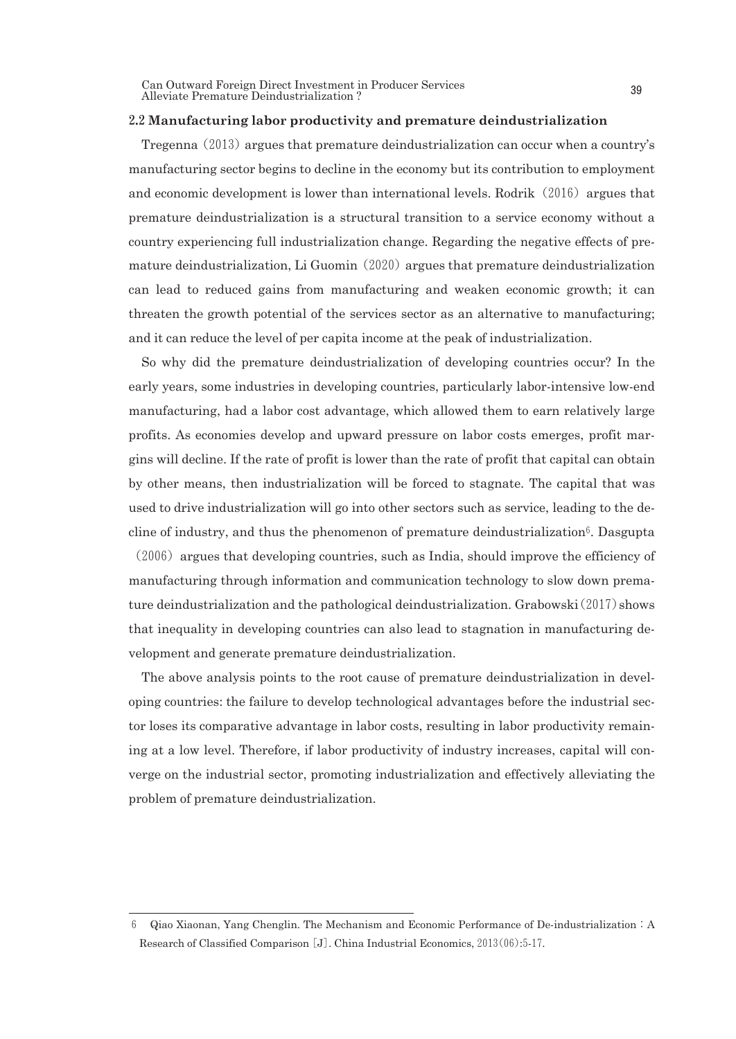### 2.2 Manufacturing labor productivity and premature deindustrialization

Tregenna (2013) argues that premature deindustrialization can occur when a country's manufacturing sector begins to decline in the economy but its contribution to employment and economic development is lower than international levels. Rodrik (2016) argues that premature deindustrialization is a structural transition to a service economy without a country experiencing full industrialization change. Regarding the negative effects of premature deindustrialization, Li Guomin (2020) argues that premature deindustrialization can lead to reduced gains from manufacturing and weaken economic growth; it can threaten the growth potential of the services sector as an alternative to manufacturing; and it can reduce the level of per capita income at the peak of industrialization.

So why did the premature deindustrialization of developing countries occur? In the early years, some industries in developing countries, particularly labor-intensive low-end manufacturing, had a labor cost advantage, which allowed them to earn relatively large profits. As economies develop and upward pressure on labor costs emerges, profit margins will decline. If the rate of profit is lower than the rate of profit that capital can obtain by other means, then industrialization will be forced to stagnate. The capital that was used to drive industrialization will go into other sectors such as service, leading to the decline of industry, and thus the phenomenon of premature deindustrialization[6]. Dasgupta (2006) argues that developing countries, such as India, should improve the efficiency of manufacturing through information and communication technology to slow down premature deindustrialization and the pathological deindustrialization. Grabowski (2017) shows that inequality in developing countries can also lead to stagnation in manufacturing development and generate premature deindustrialization.

The above analysis points to the root cause of premature deindustrialization in developing countries: the failure to develop technological advantages before the industrial sector loses its comparative advantage in labor costs, resulting in labor productivity remaining at a low level. Therefore, if labor productivity of industry increases, capital will converge on the industrial sector, promoting industrialization and effectively alleviating the problem of premature deindustrialization.

---

6 Qiao Xiaonan, Yang Chenglin. The Mechanism and Economic Performance of De-industrialization : A Research of Classified Comparison [J]. China Industrial Economics, 2013(06):5-17.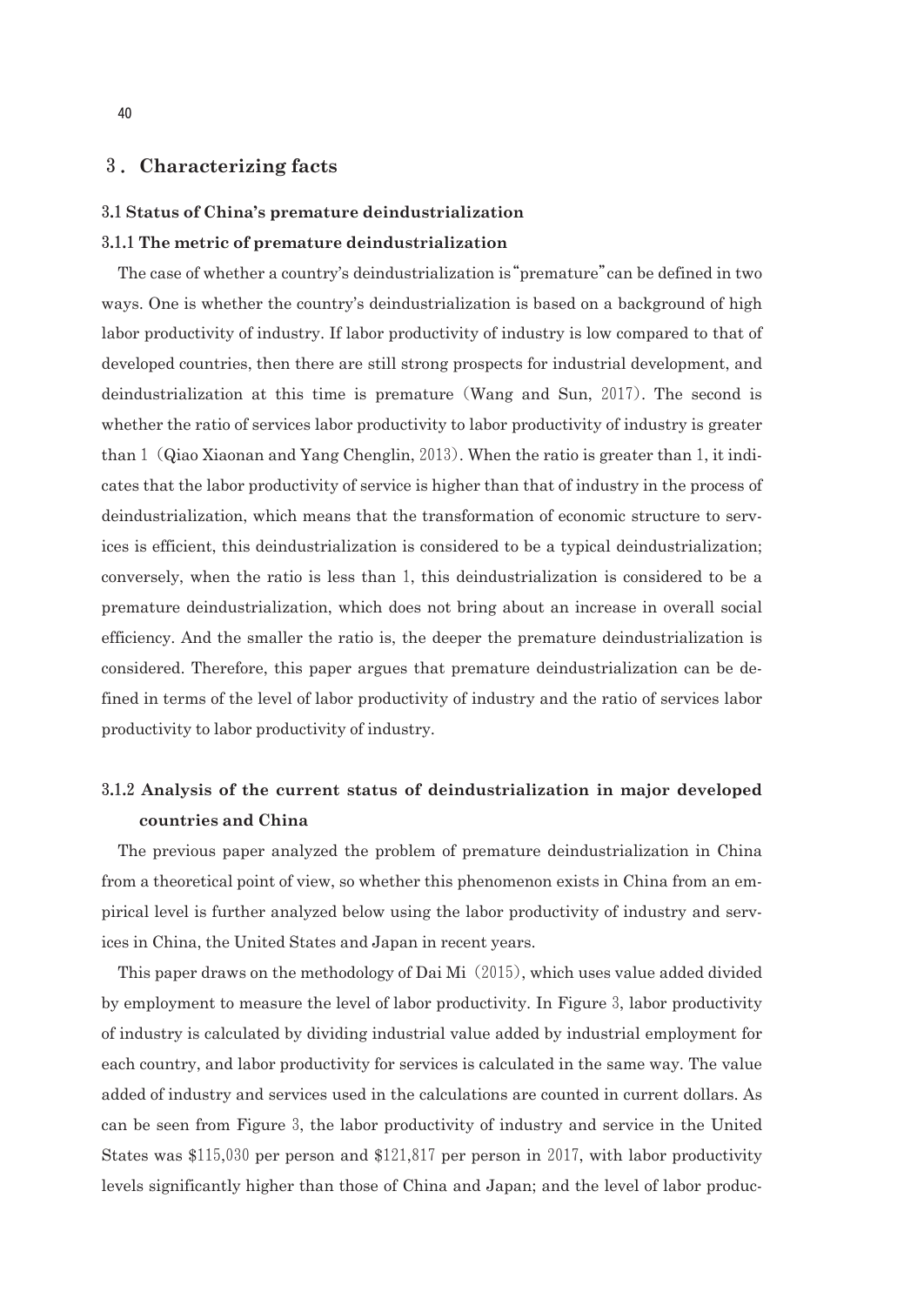## 3. Characterizing facts

### 3.1 Status of China's premature deindustrialization

#### 3.1.1 The metric of premature deindustrialization

The case of whether a country's deindustrialization is "premature" can be defined in two ways. One is whether the country's deindustrialization is based on a background of high labor productivity of industry. If labor productivity of industry is low compared to that of developed countries, then there are still strong prospects for industrial development, and deindustrialization at this time is premature (Wang and Sun, 2017). The second is whether the ratio of services labor productivity to labor productivity of industry is greater than 1 (Qiao Xiaonan and Yang Chenglin, 2013). When the ratio is greater than 1, it indicates that the labor productivity of service is higher than that of industry in the process of deindustrialization, which means that the transformation of economic structure to services is efficient, this deindustrialization is considered to be a typical deindustrialization; conversely, when the ratio is less than 1, this deindustrialization is considered to be a premature deindustrialization, which does not bring about an increase in overall social efficiency. And the smaller the ratio is, the deeper the premature deindustrialization is considered. Therefore, this paper argues that premature deindustrialization can be defined in terms of the level of labor productivity of industry and the ratio of services labor productivity to labor productivity of industry.

#### 3.1.2 Analysis of the current status of deindustrialization in major developed countries and China

The previous paper analyzed the problem of premature deindustrialization in China from a theoretical point of view, so whether this phenomenon exists in China from an empirical level is further analyzed below using the labor productivity of industry and services in China, the United States and Japan in recent years.

This paper draws on the methodology of Dai Mi (2015), which uses value added divided by employment to measure the level of labor productivity. In Figure 3, labor productivity of industry is calculated by dividing industrial value added by industrial employment for each country, and labor productivity for services is calculated in the same way. The value added of industry and services used in the calculations are counted in current dollars. As can be seen from Figure 3, the labor productivity of industry and service in the United States was $115,030 per person and $121,817 per person in 2017, with labor productivity levels significantly higher than those of China and Japan; and the level of labor produc-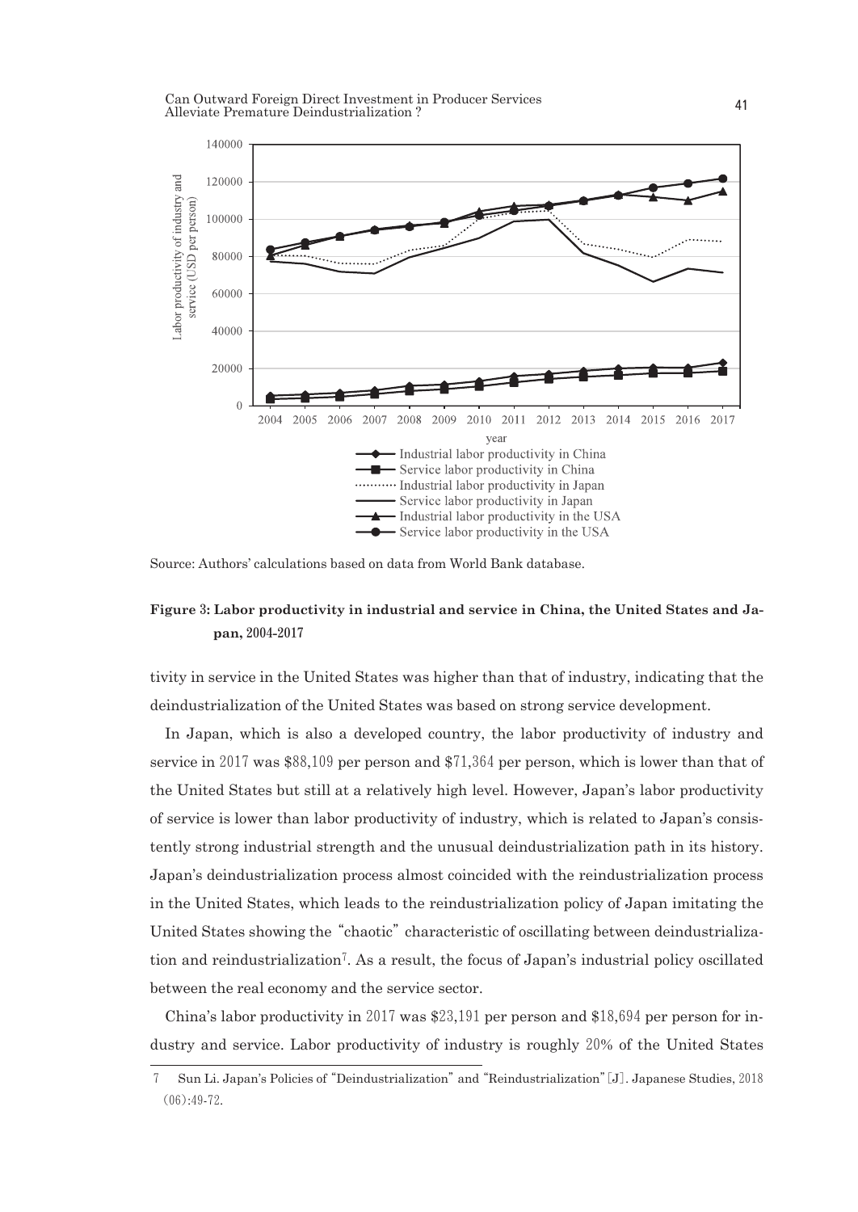Source: Authors' calculations based on data from World Bank database.

**Figure 3: Labor productivity in industrial and service in China, the United States and Japan, 2004-2017**

tivity in service in the United States was higher than that of industry, indicating that the deindustrialization of the United States was based on strong service development.

In Japan, which is also a developed country, the labor productivity of industry and service in 2017 was $88,109 per person and $71,364 per person, which is lower than that of the United States but still at a relatively high level. However, Japan's labor productivity of service is lower than labor productivity of industry, which is related to Japan's consistently strong industrial strength and the unusual deindustrialization path in its history. Japan's deindustrialization process almost coincided with the reindustrialization process in the United States, which leads to the reindustrialization policy of Japan imitating the United States showing the "chaotic" characteristic of oscillating between deindustrialization and reindustrialization[7]. As a result, the focus of Japan's industrial policy oscillated between the real economy and the service sector.

China's labor productivity in 2017 was $23,191 per person and $18,694 per person for industry and service. Labor productivity of industry is roughly 20% of the United States

7 Sun Li. Japan's Policies of "Deindustrialization" and "Reindustrialization"[J]. Japanese Studies, 2018 (06):49-72.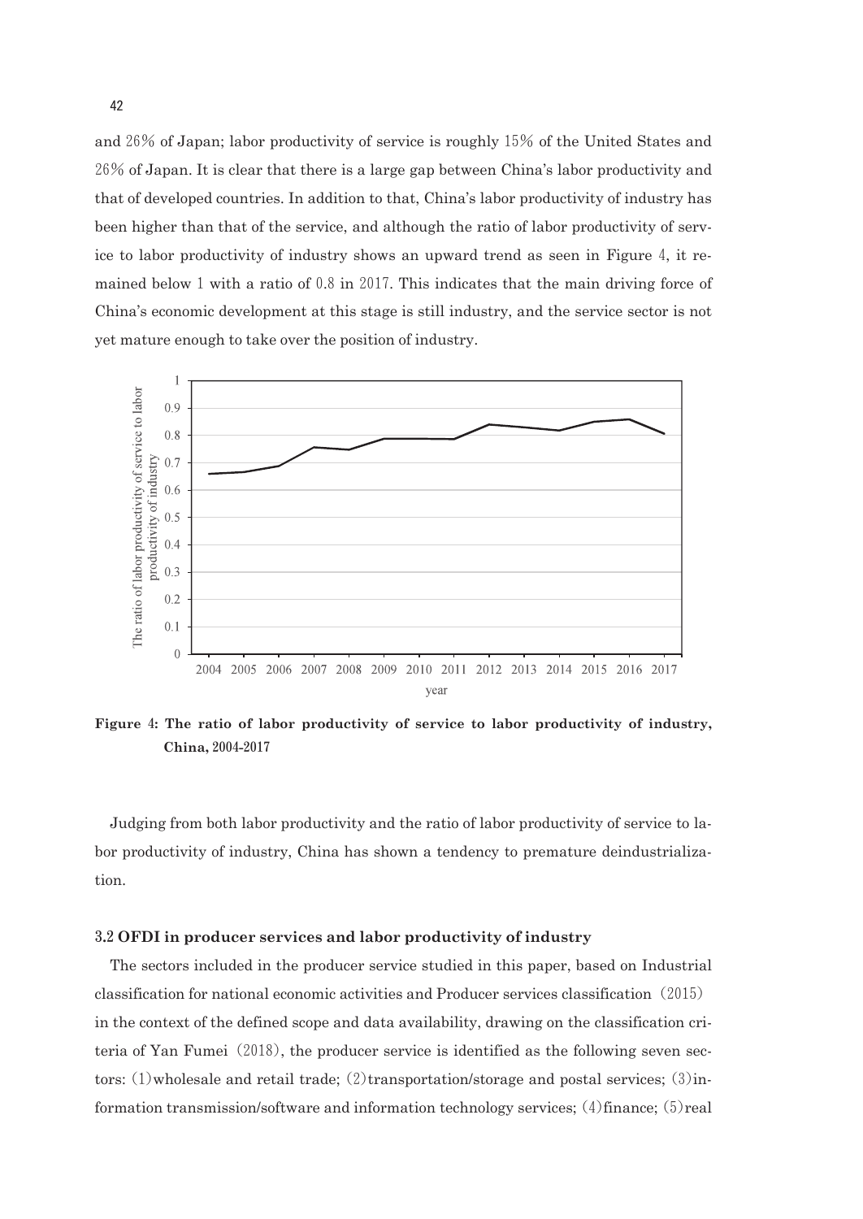and 26% of Japan; labor productivity of service is roughly 15% of the United States and 26% of Japan. It is clear that there is a large gap between China's labor productivity and that of developed countries. In addition to that, China's labor productivity of industry has been higher than that of the service, and although the ratio of labor productivity of service to labor productivity of industry shows an upward trend as seen in Figure 4, it remained below 1 with a ratio of 0.8 in 2017. This indicates that the main driving force of China's economic development at this stage is still industry, and the service sector is not yet mature enough to take over the position of industry.

**Figure 4: The ratio of labor productivity of service to labor productivity of industry, China, 2004-2017**

Judging from both labor productivity and the ratio of labor productivity of service to labor productivity of industry, China has shown a tendency to premature deindustrialization.

### 3.2 OFDI in producer services and labor productivity of industry

The sectors included in the producer service studied in this paper, based on Industrial classification for national economic activities and Producer services classification (2015) in the context of the defined scope and data availability, drawing on the classification criteria of Yan Fumei (2018), the producer service is identified as the following seven sectors: (1)wholesale and retail trade; (2)transportation/storage and postal services; (3)information transmission/software and information technology services; (4)finance; (5)real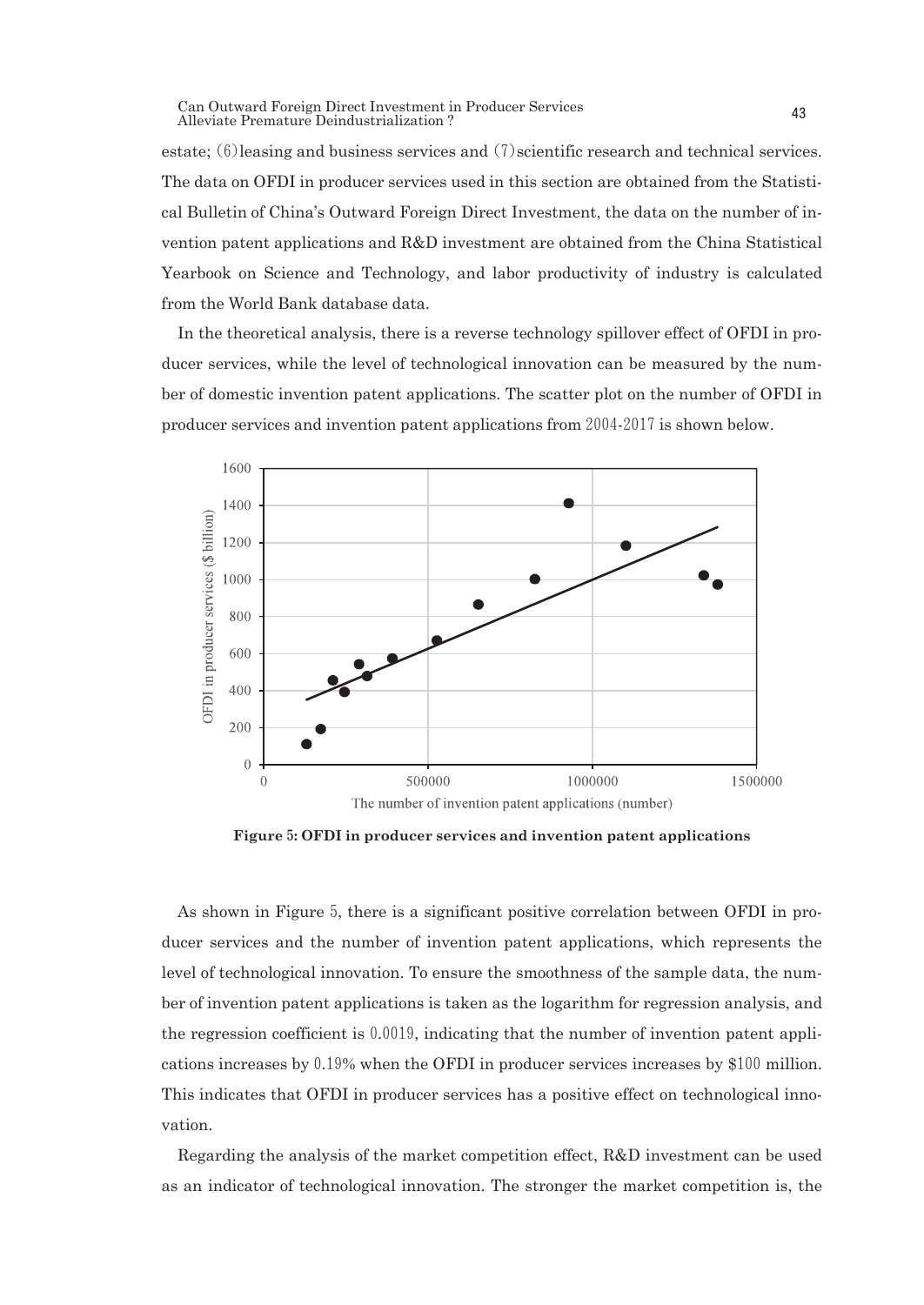estate; (6) leasing and business services and (7) scientific research and technical services. The data on OFDI in producer services used in this section are obtained from the Statistical Bulletin of China's Outward Foreign Direct Investment, the data on the number of invention patent applications and R&D investment are obtained from the China Statistical Yearbook on Science and Technology, and labor productivity of industry is calculated from the World Bank database data.

In the theoretical analysis, there is a reverse technology spillover effect of OFDI in producer services, while the level of technological innovation can be measured by the number of domestic invention patent applications. The scatter plot on the number of OFDI in producer services and invention patent applications from 2004-2017 is shown below.

**Figure 5: OFDI in producer services and invention patent applications**

As shown in Figure 5, there is a significant positive correlation between OFDI in producer services and the number of invention patent applications, which represents the level of technological innovation. To ensure the smoothness of the sample data, the number of invention patent applications is taken as the logarithm for regression analysis, and the regression coefficient is 0.0019, indicating that the number of invention patent applications increases by 0.19% when the OFDI in producer services increases by $100 million. This indicates that OFDI in producer services has a positive effect on technological innovation.

Regarding the analysis of the market competition effect, R&D investment can be used as an indicator of technological innovation. The stronger the market competition is, the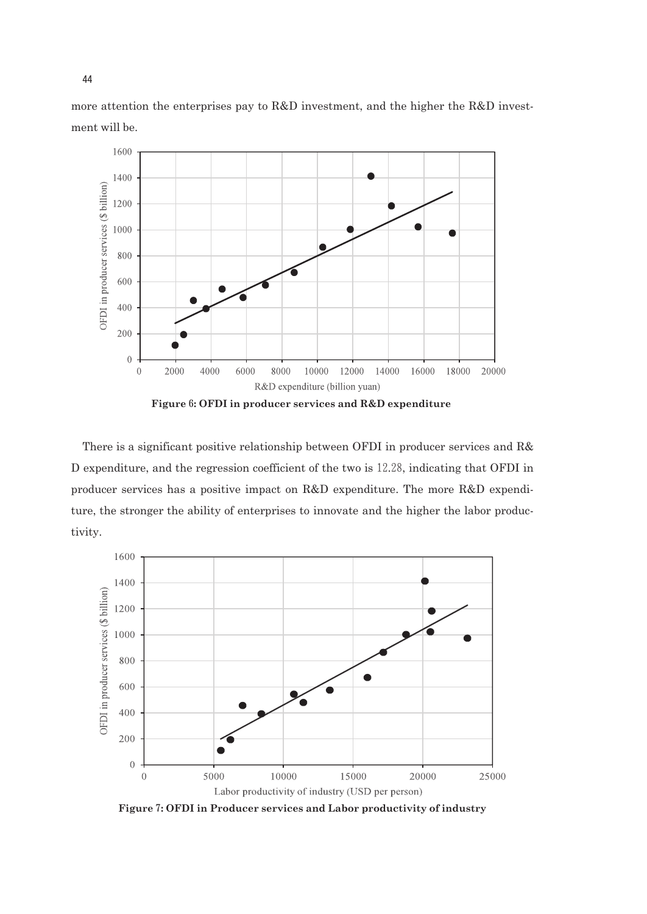more attention the enterprises pay to R&D investment, and the higher the R&D investment will be.

**Figure 6: OFDI in producer services and R&D expenditure**

There is a significant positive relationship between OFDI in producer services and R&D expenditure, and the regression coefficient of the two is 12.28, indicating that OFDI in producer services has a positive impact on R&D expenditure. The more R&D expenditure, the stronger the ability of enterprises to innovate and the higher the labor productivity.

**Figure 7: OFDI in Producer services and Labor productivity of industry**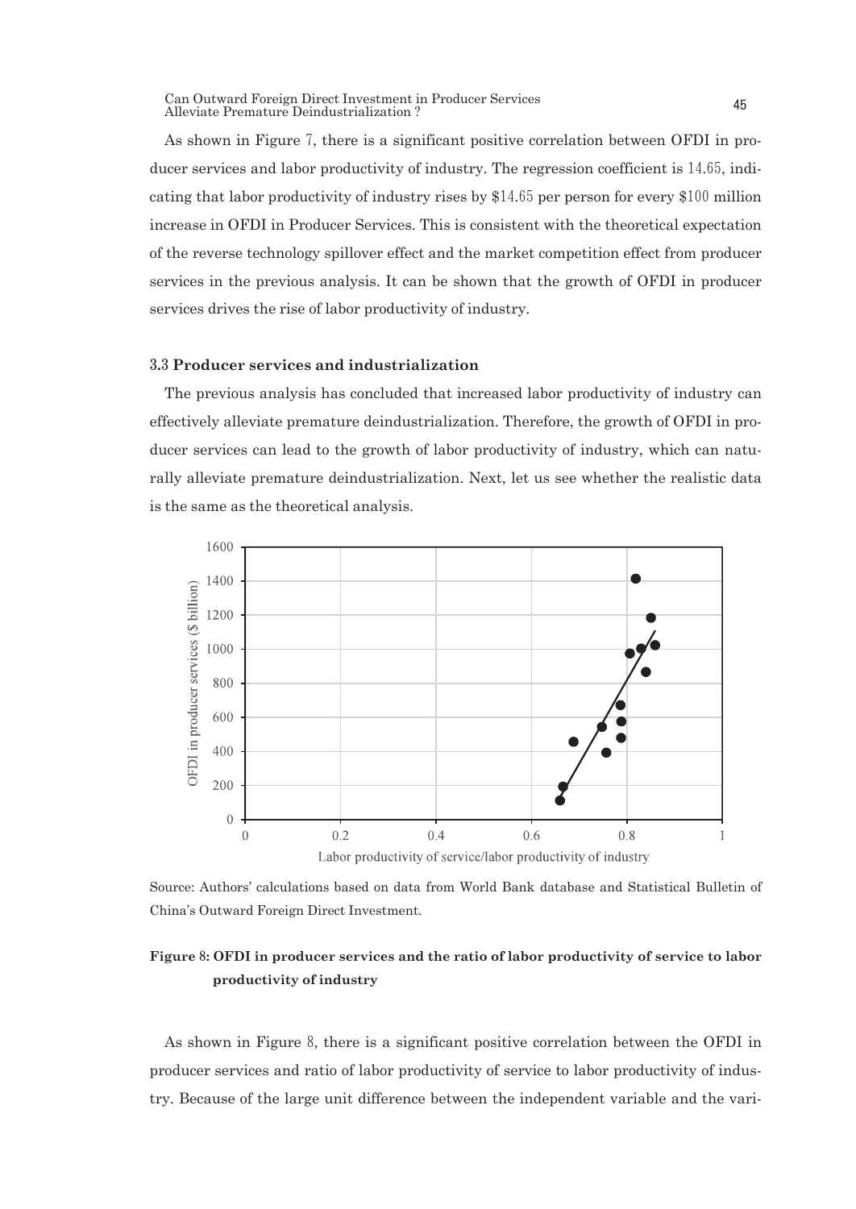As shown in Figure 7, there is a significant positive correlation between OFDI in producer services and labor productivity of industry. The regression coefficient is 14.65, indicating that labor productivity of industry rises by $14.65 per person for every $100 million increase in OFDI in Producer Services. This is consistent with the theoretical expectation of the reverse technology spillover effect and the market competition effect from producer services in the previous analysis. It can be shown that the growth of OFDI in producer services drives the rise of labor productivity of industry.

### 3.3 Producer services and industrialization

The previous analysis has concluded that increased labor productivity of industry can effectively alleviate premature deindustrialization. Therefore, the growth of OFDI in producer services can lead to the growth of labor productivity of industry, which can naturally alleviate premature deindustrialization. Next, let us see whether the realistic data is the same as the theoretical analysis.

Source: Authors' calculations based on data from World Bank database and Statistical Bulletin of China's Outward Foreign Direct Investment.

**Figure 8: OFDI in producer services and the ratio of labor productivity of service to labor productivity of industry**

As shown in Figure 8, there is a significant positive correlation between the OFDI in producer services and ratio of labor productivity of service to labor productivity of industry. Because of the large unit difference between the independent variable and the vari-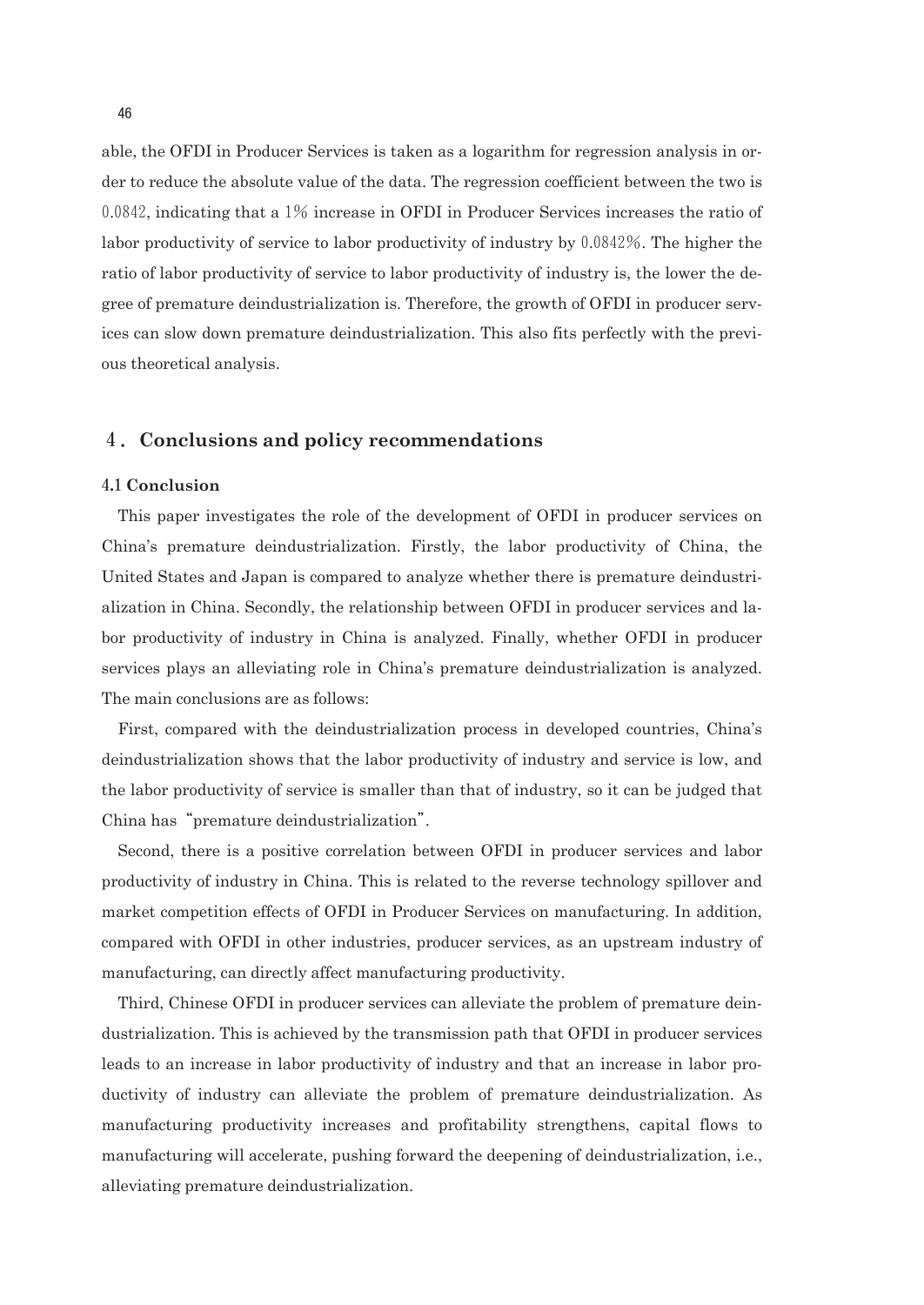able, the OFDI in Producer Services is taken as a logarithm for regression analysis in order to reduce the absolute value of the data. The regression coefficient between the two is 0.0842, indicating that a 1% increase in OFDI in Producer Services increases the ratio of labor productivity of service to labor productivity of industry by 0.0842%. The higher the ratio of labor productivity of service to labor productivity of industry is, the lower the degree of premature deindustrialization is. Therefore, the growth of OFDI in producer services can slow down premature deindustrialization. This also fits perfectly with the previous theoretical analysis.

## 4. Conclusions and policy recommendations

### 4.1 Conclusion

This paper investigates the role of the development of OFDI in producer services on China's premature deindustrialization. Firstly, the labor productivity of China, the United States and Japan is compared to analyze whether there is premature deindustrialization in China. Secondly, the relationship between OFDI in producer services and labor productivity of industry in China is analyzed. Finally, whether OFDI in producer services plays an alleviating role in China's premature deindustrialization is analyzed. The main conclusions are as follows:

First, compared with the deindustrialization process in developed countries, China's deindustrialization shows that the labor productivity of industry and service is low, and the labor productivity of service is smaller than that of industry, so it can be judged that China has "premature deindustrialization".

Second, there is a positive correlation between OFDI in producer services and labor productivity of industry in China. This is related to the reverse technology spillover and market competition effects of OFDI in Producer Services on manufacturing. In addition, compared with OFDI in other industries, producer services, as an upstream industry of manufacturing, can directly affect manufacturing productivity.

Third, Chinese OFDI in producer services can alleviate the problem of premature deindustrialization. This is achieved by the transmission path that OFDI in producer services leads to an increase in labor productivity of industry and that an increase in labor productivity of industry can alleviate the problem of premature deindustrialization. As manufacturing productivity increases and profitability strengthens, capital flows to manufacturing will accelerate, pushing forward the deepening of deindustrialization, i.e., alleviating premature deindustrialization.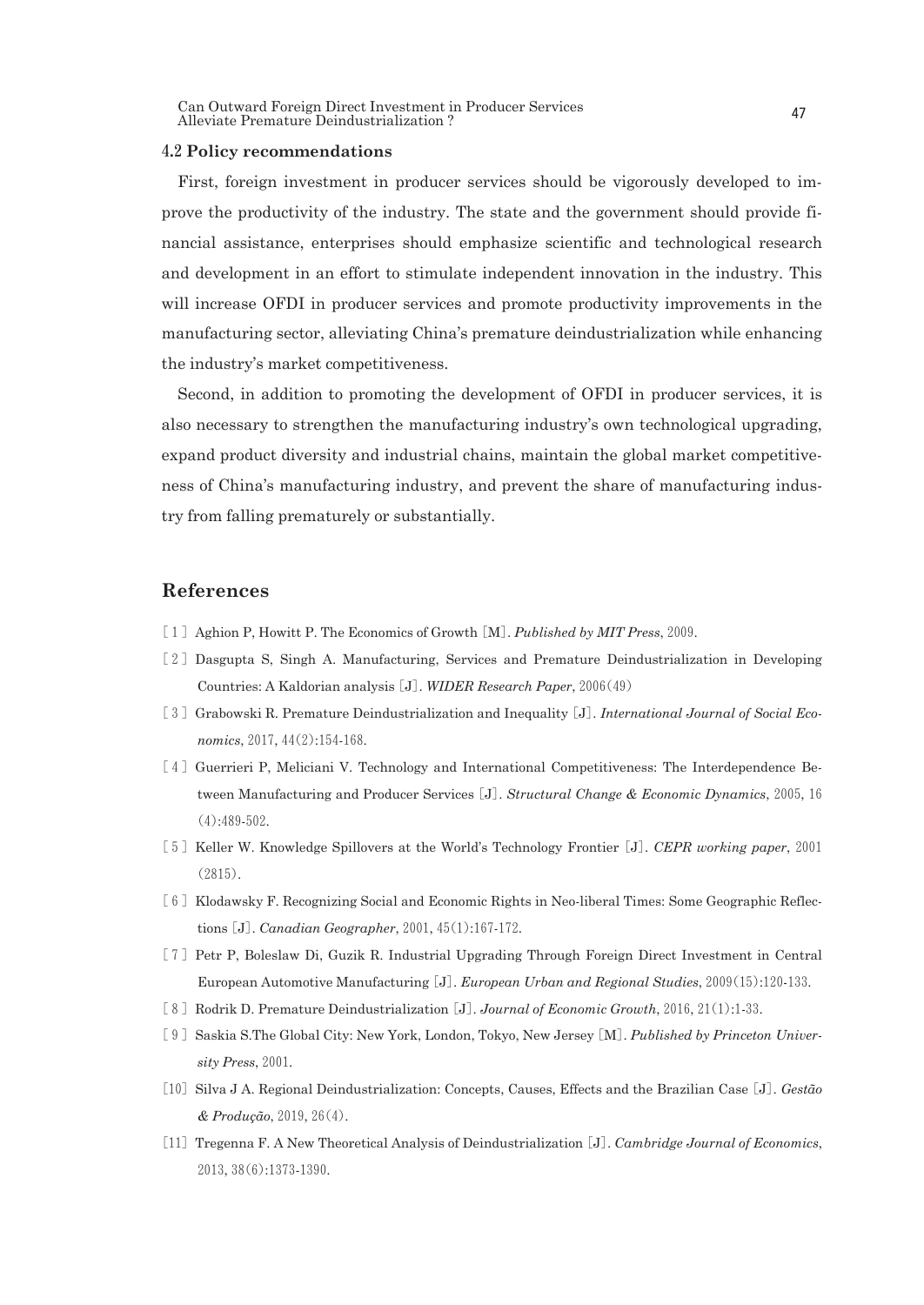### 4.2 Policy recommendations

First, foreign investment in producer services should be vigorously developed to improve the productivity of the industry. The state and the government should provide financial assistance, enterprises should emphasize scientific and technological research and development in an effort to stimulate independent innovation in the industry. This will increase OFDI in producer services and promote productivity improvements in the manufacturing sector, alleviating China's premature deindustrialization while enhancing the industry's market competitiveness.

Second, in addition to promoting the development of OFDI in producer services, it is also necessary to strengthen the manufacturing industry's own technological upgrading, expand product diversity and industrial chains, maintain the global market competitiveness of China's manufacturing industry, and prevent the share of manufacturing industry from falling prematurely or substantially.

## References

[1] Aghion P, Howitt P. The Economics of Growth [M]. *Published by MIT Press*, 2009.

[2] Dasgupta S, Singh A. Manufacturing, Services and Premature Deindustrialization in Developing Countries: A Kaldorian analysis [J]. *WIDER Research Paper*, 2006(49)

[3] Grabowski R. Premature Deindustrialization and Inequality [J]. *International Journal of Social Economics*, 2017, 44(2):154-168.

[4] Guerrieri P, Meliciani V. Technology and International Competitiveness: The Interdependence Between Manufacturing and Producer Services [J]. *Structural Change & Economic Dynamics*, 2005, 16 (4):489-502.

[5] Keller W. Knowledge Spillovers at the World's Technology Frontier [J]. *CEPR working paper*, 2001 (2815).

[6] Klodawsky F. Recognizing Social and Economic Rights in Neo-liberal Times: Some Geographic Reflections [J]. *Canadian Geographer*, 2001, 45(1):167-172.

[7] Petr P, Boleslaw Di, Guzik R. Industrial Upgrading Through Foreign Direct Investment in Central European Automotive Manufacturing [J]. *European Urban and Regional Studies*, 2009(15):120-133.

[8] Rodrik D. Premature Deindustrialization [J]. *Journal of Economic Growth*, 2016, 21(1):1-33.

[9] Saskia S.The Global City: New York, London, Tokyo, New Jersey [M]. *Published by Princeton University Press*, 2001.

[10] Silva J A. Regional Deindustrialization: Concepts, Causes, Effects and the Brazilian Case [J]. *Gestão & Produção*, 2019, 26(4).

[11] Tregenna F. A New Theoretical Analysis of Deindustrialization [J]. *Cambridge Journal of Economics*, 2013, 38(6):1373-1390.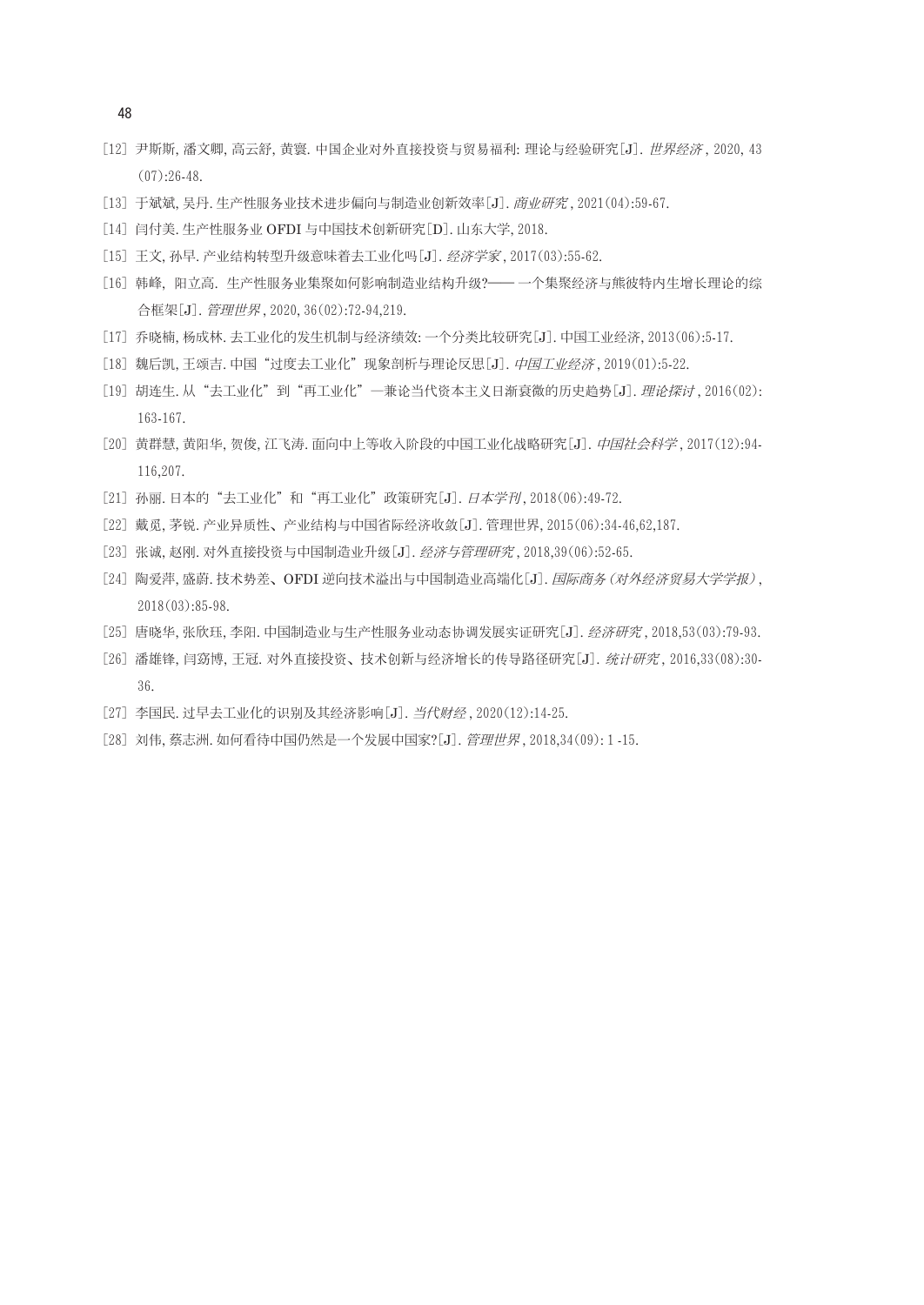[12] 尹斯斯, 潘文卿, 高云舒, 黄寰. 中国企业对外直接投资与贸易福利: 理论与经验研究[J]. *世界经济*, 2020, 43(07):26-48.

[13] 于斌斌, 吴丹. 生产性服务业技术进步偏向与制造业创新效率[J]. *商业研究*, 2021(04):59-67.

[14] 闫付美. 生产性服务业 OFDI 与中国技术创新研究[D]. 山东大学, 2018.

[15] 王文, 孙早. 产业结构转型升级意味着去工业化吗[J]. *经济学家*, 2017(03):55-62.

[16] 韩峰, 阳立高. 生产性服务业集聚如何影响制造业结构升级?—— 一个集聚经济与熊彼特内生增长理论的综合框架[J]. *管理世界*, 2020, 36(02):72-94,219.

[17] 乔晓楠, 杨成林. 去工业化的发生机制与经济绩效: 一个分类比较研究[J]. 中国工业经济, 2013(06):5-17.

[18] 魏后凯, 王颂吉. 中国"过度去工业化"现象剖析与理论反思[J]. *中国工业经济*, 2019(01):5-22.

[19] 胡连生. 从"去工业化"到"再工业化"—兼论当代资本主义日渐衰微的历史趋势[J]. *理论探讨*, 2016(02):163-167.

[20] 黄群慧, 黄阳华, 贺俊, 江飞涛. 面向中上等收入阶段的中国工业化战略研究[J]. *中国社会科学*, 2017(12):94-116,207.

[21] 孙丽. 日本的"去工业化"和"再工业化"政策研究[J]. *日本学刊*, 2018(06):49-72.

[22] 戴觅, 茅锐. 产业异质性、产业结构与中国省际经济收敛[J]. 管理世界, 2015(06):34-46,62,187.

[23] 张诚, 赵刚. 对外直接投资与中国制造业升级[J]. *经济与管理研究*, 2018,39(06):52-65.

[24] 陶爱萍, 盛蔚. 技术势差、OFDI 逆向技术溢出与中国制造业高端化[J]. *国际商务(对外经济贸易大学学报)*, 2018(03):85-98.

[25] 唐晓华, 张欣珏, 李阳. 中国制造业与生产性服务业动态协调发展实证研究[J]. *经济研究*, 2018,53(03):79-93.

[26] 潘雄锋, 闫窈博, 王冠. 对外直接投资、技术创新与经济增长的传导路径研究[J]. *统计研究*, 2016,33(08):30-36.

[27] 李国民. 过早去工业化的识别及其经济影响[J]. *当代财经*, 2020(12):14-25.

[28] 刘伟, 蔡志洲. 如何看待中国仍然是一个发展中国家?[J]. *管理世界*, 2018,34(09): 1 -15.